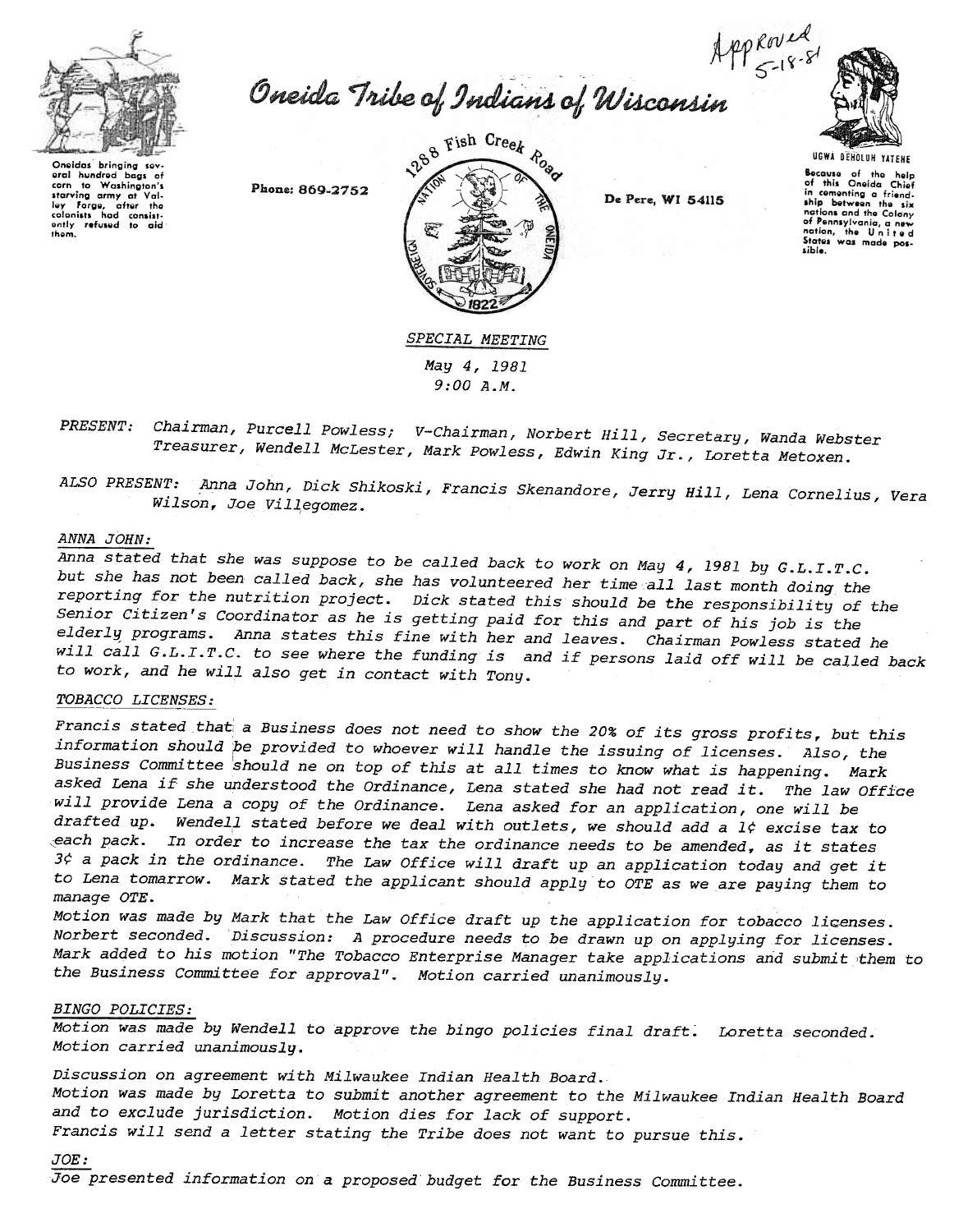Approved 5-18-81

# Oneida Tribe of Indians of Wisconsin

Oneidas bringing several hundred bags of corn to Washington's starving army at Valley Forge, after the colonists had consistently refused to aid them.

Phone: 869-2752

1288 Fish Creek Road

De Pere, WI 54115

UGWA DEHOLUH YATEHE

Because of the help of this Oneida Chief in cementing a friendship between the six nations and the Colony of Pennsylvania, a new nation, the United States was made possible.

## SPECIAL MEETING

May 4, 1981
9:00 A.M.

*PRESENT:* Chairman, Purcell Powless; V-Chairman, Norbert Hill, Secretary, Wanda Webster Treasurer, Wendell McLester, Mark Powless, Edwin King Jr., Loretta Metoxen.

*ALSO PRESENT:* Anna John, Dick Shikoski, Francis Skenandore, Jerry Hill, Lena Cornelius, Vera Wilson, Joe Villegomez.

### ANNA JOHN:

Anna stated that she was suppose to be called back to work on May 4, 1981 by G.L.I.T.C. but she has not been called back, she has volunteered her time all last month doing the reporting for the nutrition project. Dick stated this should be the responsibility of the Senior Citizen's Coordinator as he is getting paid for this and part of his job is the elderly programs. Anna states this fine with her and leaves. Chairman Powless stated he will call G.L.I.T.C. to see where the funding is and if persons laid off will be called back to work, and he will also get in contact with Tony.

### TOBACCO LICENSES:

Francis stated that a Business does not need to show the 20% of its gross profits, but this information should be provided to whoever will handle the issuing of licenses. Also, the Business Committee should ne on top of this at all times to know what is happening. Mark asked Lena if she understood the Ordinance, Lena stated she had not read it. The law Office will provide Lena a copy of the Ordinance. Lena asked for an application, one will be drafted up. Wendell stated before we deal with outlets, we should add a 1¢ excise tax to each pack. In order to increase the tax the ordinance needs to be amended, as it states 3¢ a pack in the ordinance. The Law Office will draft up an application today and get it to Lena tomarrow. Mark stated the applicant should apply to OTE as we are paying them to manage OTE.

Motion was made by Mark that the Law Office draft up the application for tobacco licenses. Norbert seconded. Discussion: A procedure needs to be drawn up on applying for licenses. Mark added to his motion "The Tobacco Enterprise Manager take applications and submit them to the Business Committee for approval". Motion carried unanimously.

### BINGO POLICIES:

Motion was made by Wendell to approve the bingo policies final draft. Loretta seconded. Motion carried unanimously.

Discussion on agreement with Milwaukee Indian Health Board.

Motion was made by Loretta to submit another agreement to the Milwaukee Indian Health Board and to exclude jurisdiction. Motion dies for lack of support.

Francis will send a letter stating the Tribe does not want to pursue this.

### JOE:

Joe presented information on a proposed budget for the Business Committee.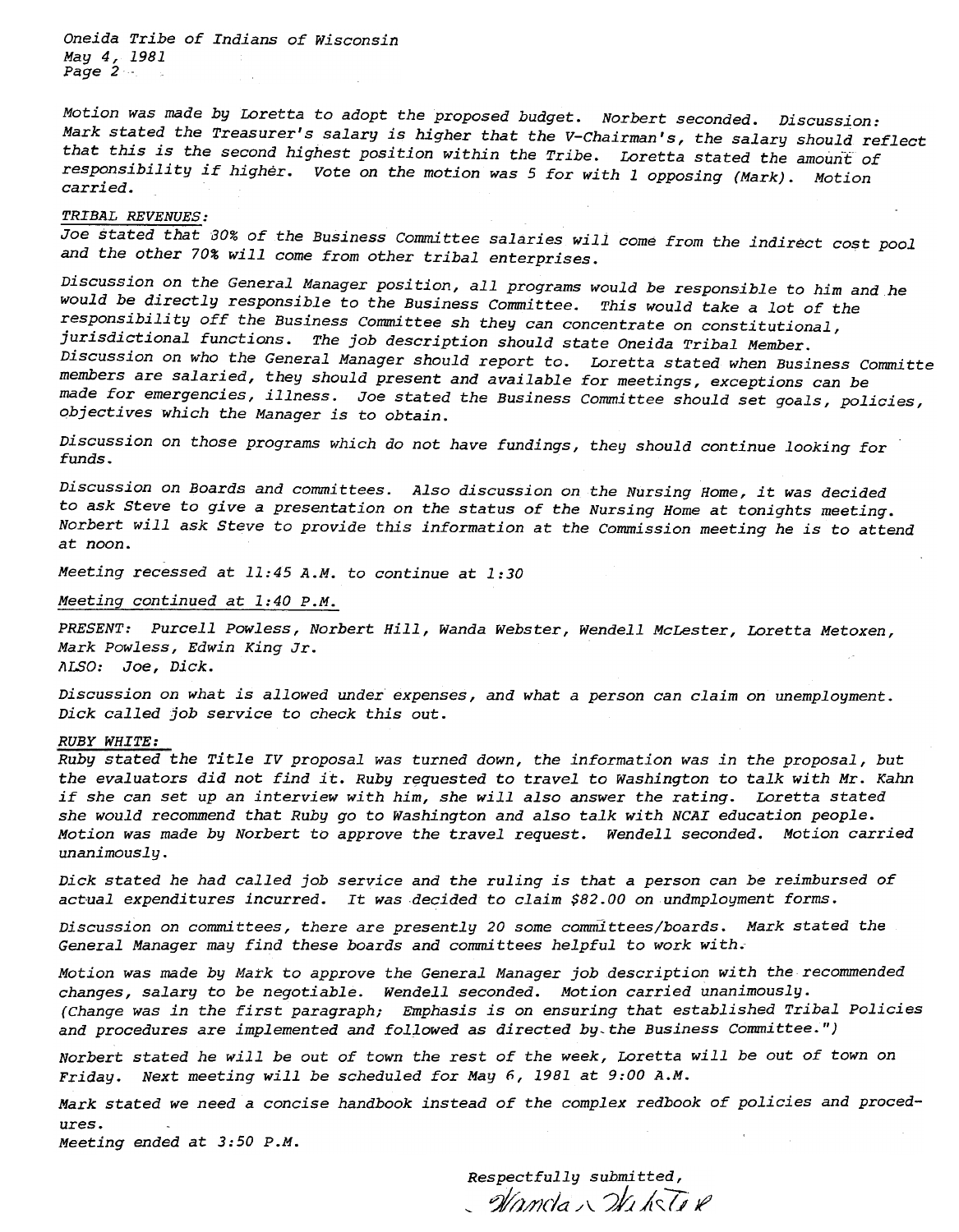*Motion was made by Loretta to adopt the proposed budget. Norbert seconded. Discussion: Mark stated the Treasurer's salary is higher that the V-Chairman's, the salary should reflect that this is the second highest position within the Tribe. Loretta stated the amount of responsibility if higher. Vote on the motion was 5 for with 1 opposing (Mark). Motion carried.*

*TRIBAL REVENUES:*

*Joe stated that 30% of the Business Committee salaries will come from the indirect cost pool and the other 70% will come from other tribal enterprises.*

*Discussion on the General Manager position, all programs would be responsible to him and he would be directly responsible to the Business Committee. This would take a lot of the responsibility off the Business Committee sh they can concentrate on constitutional, jurisdictional functions. The job description should state Oneida Tribal Member. Discussion on who the General Manager should report to. Loretta stated when Business Committe members are salaried, they should present and available for meetings, exceptions can be made for emergencies, illness. Joe stated the Business Committee should set goals, policies, objectives which the Manager is to obtain.*

*Discussion on those programs which do not have fundings, they should continue looking for funds.*

*Discussion on Boards and committees. Also discussion on the Nursing Home, it was decided to ask Steve to give a presentation on the status of the Nursing Home at tonights meeting. Norbert will ask Steve to provide this information at the Commission meeting he is to attend at noon.*

*Meeting recessed at 11:45 A.M. to continue at 1:30*

*Meeting continued at 1:40 P.M.*

*PRESENT: Purcell Powless, Norbert Hill, Wanda Webster, Wendell McLester, Loretta Metoxen, Mark Powless, Edwin King Jr.*
*ALSO: Joe, Dick.*

*Discussion on what is allowed under expenses, and what a person can claim on unemployment. Dick called job service to check this out.*

*RUBY WHITE:*

*Ruby stated the Title IV proposal was turned down, the information was in the proposal, but the evaluators did not find it. Ruby requested to travel to Washington to talk with Mr. Kahn if she can set up an interview with him, she will also answer the rating. Loretta stated she would recommend that Ruby go to Washington and also talk with NCAI education people. Motion was made by Norbert to approve the travel request. Wendell seconded. Motion carried unanimously.*

*Dick stated he had called job service and the ruling is that a person can be reimbursed of actual expenditures incurred. It was decided to claim $82.00 on undmployment forms.*

*Discussion on committees, there are presently 20 some committees/boards. Mark stated the General Manager may find these boards and committees helpful to work with.*

*Motion was made by Mark to approve the General Manager job description with the recommended changes, salary to be negotiable. Wendell seconded. Motion carried unanimously. (Change was in the first paragraph; Emphasis is on ensuring that established Tribal Policies and procedures are implemented and followed as directed by the Business Committee.")*

*Norbert stated he will be out of town the rest of the week, Loretta will be out of town on Friday. Next meeting will be scheduled for May 6, 1981 at 9:00 A.M.*

*Mark stated we need a concise handbook instead of the complex redbook of policies and procedures.*

*Meeting ended at 3:50 P.M.*

*Respectfully submitted,*

Wanda Webster